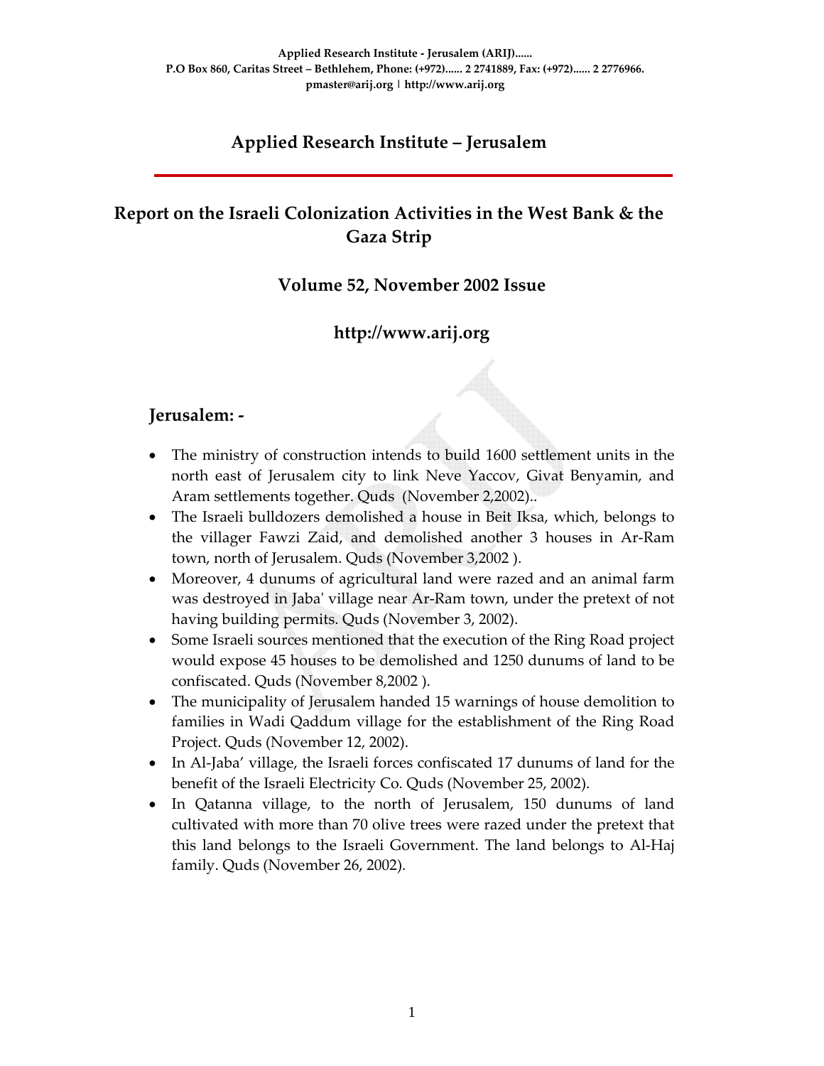Applied Research Institute - Jerusalem (ARIJ)......
P.O Box 860, Caritas Street – Bethlehem, Phone: (+972)...... 2 2741889, Fax: (+972)...... 2 2776966.
pmaster@arij.org | http://www.arij.org

# Applied Research Institute – Jerusalem

## Report on the Israeli Colonization Activities in the West Bank & the Gaza Strip

### Volume 52, November 2002 Issue

### http://www.arij.org

## Jerusalem: -

- The ministry of construction intends to build 1600 settlement units in the north east of Jerusalem city to link Neve Yaccov, Givat Benyamin, and Aram settlements together. Quds (November 2,2002)..
- The Israeli bulldozers demolished a house in Beit Iksa, which, belongs to the villager Fawzi Zaid, and demolished another 3 houses in Ar-Ram town, north of Jerusalem. Quds (November 3,2002 ).
- Moreover, 4 dunums of agricultural land were razed and an animal farm was destroyed in Jaba' village near Ar-Ram town, under the pretext of not having building permits. Quds (November 3, 2002).
- Some Israeli sources mentioned that the execution of the Ring Road project would expose 45 houses to be demolished and 1250 dunums of land to be confiscated. Quds (November 8,2002 ).
- The municipality of Jerusalem handed 15 warnings of house demolition to families in Wadi Qaddum village for the establishment of the Ring Road Project. Quds (November 12, 2002).
- In Al-Jaba' village, the Israeli forces confiscated 17 dunums of land for the benefit of the Israeli Electricity Co. Quds (November 25, 2002).
- In Qatanna village, to the north of Jerusalem, 150 dunums of land cultivated with more than 70 olive trees were razed under the pretext that this land belongs to the Israeli Government. The land belongs to Al-Haj family. Quds (November 26, 2002).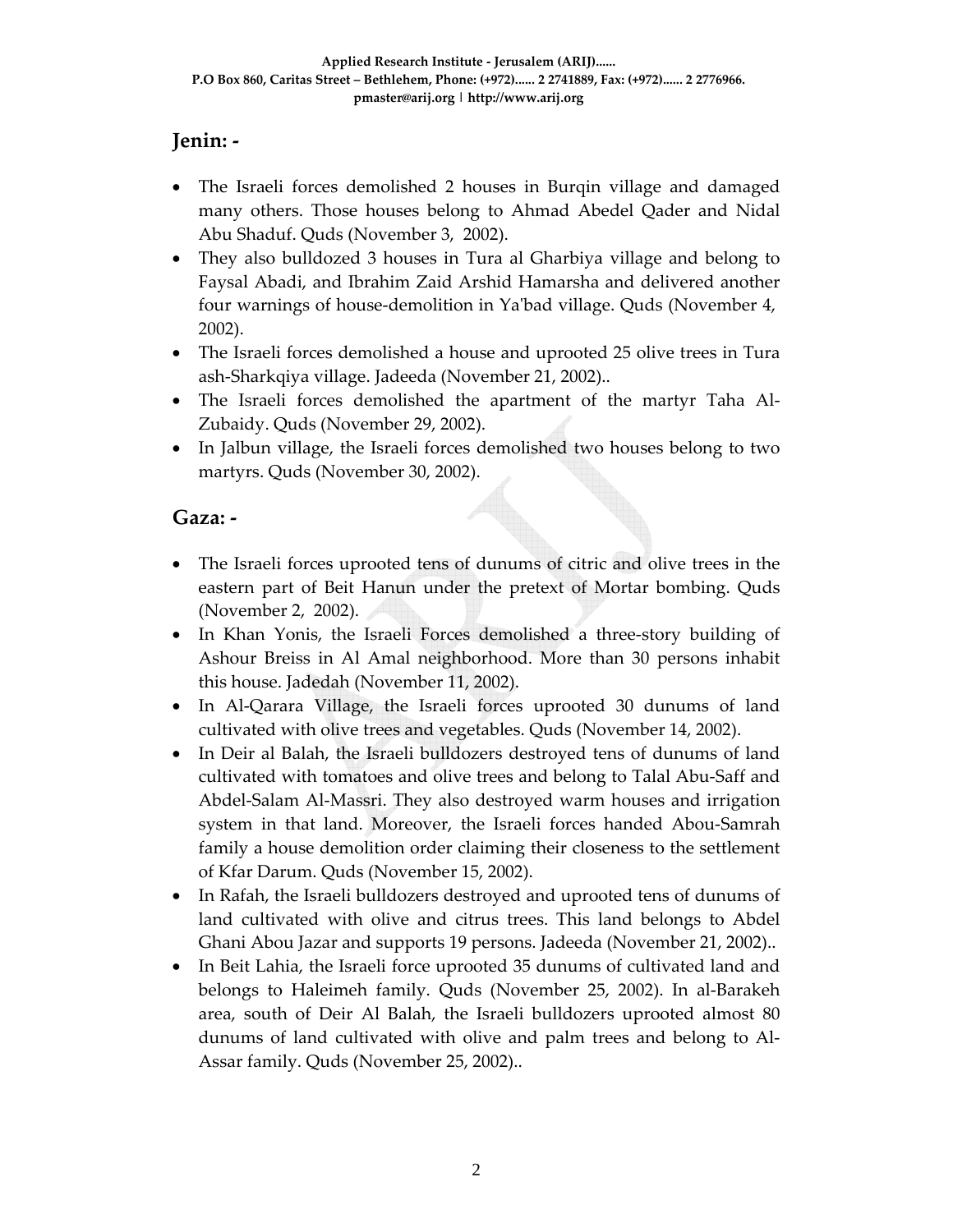## Jenin: -

- The Israeli forces demolished 2 houses in Burqin village and damaged many others. Those houses belong to Ahmad Abedel Qader and Nidal Abu Shaduf. Quds (November 3, 2002).
- They also bulldozed 3 houses in Tura al Gharbiya village and belong to Faysal Abadi, and Ibrahim Zaid Arshid Hamarsha and delivered another four warnings of house-demolition in Ya'bad village. Quds (November 4, 2002).
- The Israeli forces demolished a house and uprooted 25 olive trees in Tura ash-Sharkqiya village. Jadeeda (November 21, 2002)..
- The Israeli forces demolished the apartment of the martyr Taha Al-Zubaidy. Quds (November 29, 2002).
- In Jalbun village, the Israeli forces demolished two houses belong to two martyrs. Quds (November 30, 2002).

## Gaza: -

- The Israeli forces uprooted tens of dunums of citric and olive trees in the eastern part of Beit Hanun under the pretext of Mortar bombing. Quds (November 2, 2002).
- In Khan Yonis, the Israeli Forces demolished a three-story building of Ashour Breiss in Al Amal neighborhood. More than 30 persons inhabit this house. Jadedah (November 11, 2002).
- In Al-Qarara Village, the Israeli forces uprooted 30 dunums of land cultivated with olive trees and vegetables. Quds (November 14, 2002).
- In Deir al Balah, the Israeli bulldozers destroyed tens of dunums of land cultivated with tomatoes and olive trees and belong to Talal Abu-Saff and Abdel-Salam Al-Massri. They also destroyed warm houses and irrigation system in that land. Moreover, the Israeli forces handed Abou-Samrah family a house demolition order claiming their closeness to the settlement of Kfar Darum. Quds (November 15, 2002).
- In Rafah, the Israeli bulldozers destroyed and uprooted tens of dunums of land cultivated with olive and citrus trees. This land belongs to Abdel Ghani Abou Jazar and supports 19 persons. Jadeeda (November 21, 2002)..
- In Beit Lahia, the Israeli force uprooted 35 dunums of cultivated land and belongs to Haleimeh family. Quds (November 25, 2002). In al-Barakeh area, south of Deir Al Balah, the Israeli bulldozers uprooted almost 80 dunums of land cultivated with olive and palm trees and belong to Al-Assar family. Quds (November 25, 2002)..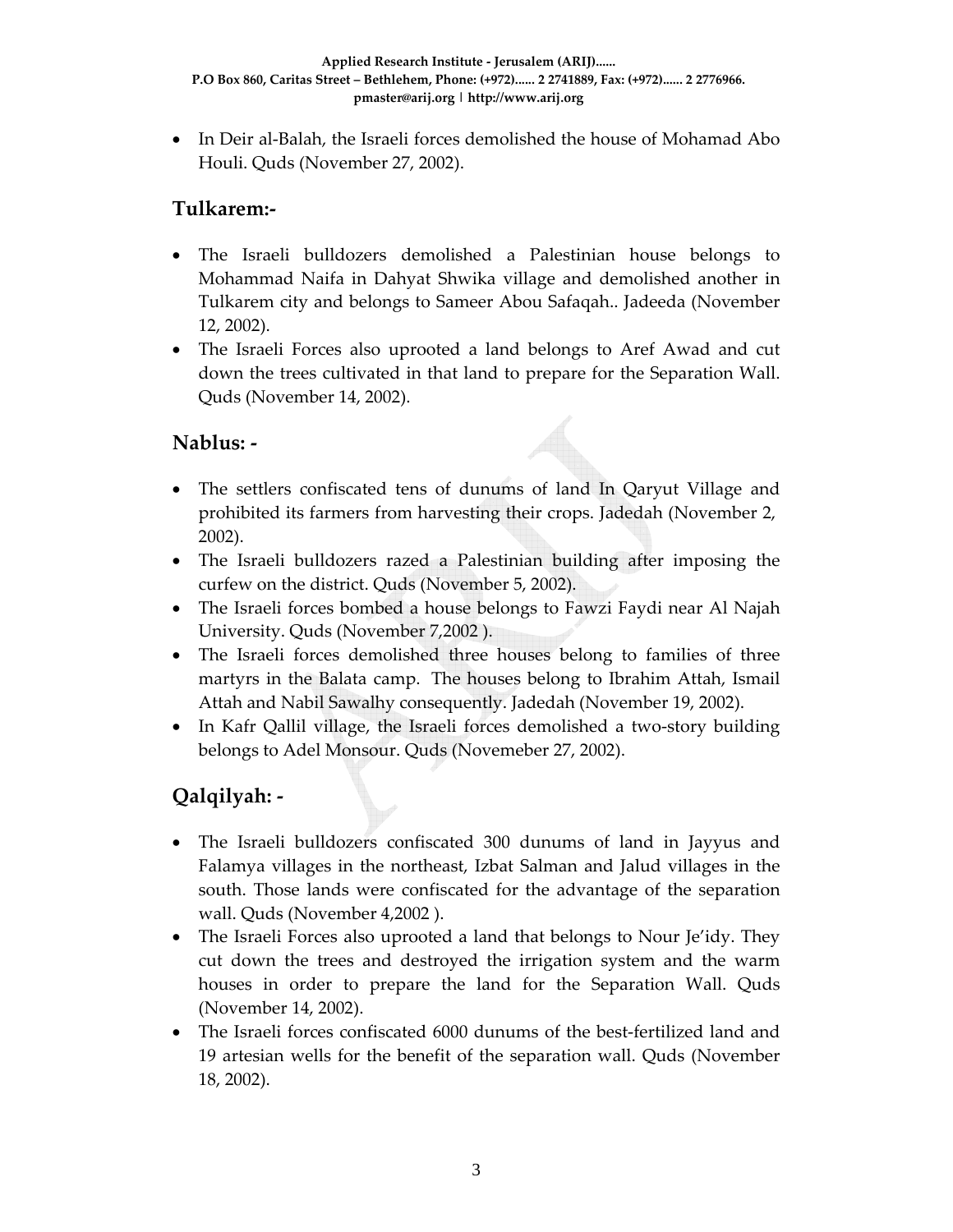- In Deir al-Balah, the Israeli forces demolished the house of Mohamad Abo Houli. Quds (November 27, 2002).

## Tulkarem:-

- The Israeli bulldozers demolished a Palestinian house belongs to Mohammad Naifa in Dahyat Shwika village and demolished another in Tulkarem city and belongs to Sameer Abou Safaqah.. Jadeeda (November 12, 2002).
- The Israeli Forces also uprooted a land belongs to Aref Awad and cut down the trees cultivated in that land to prepare for the Separation Wall. Quds (November 14, 2002).

## Nablus: -

- The settlers confiscated tens of dunums of land In Qaryut Village and prohibited its farmers from harvesting their crops. Jadedah (November 2, 2002).
- The Israeli bulldozers razed a Palestinian building after imposing the curfew on the district. Quds (November 5, 2002).
- The Israeli forces bombed a house belongs to Fawzi Faydi near Al Najah University. Quds (November 7,2002 ).
- The Israeli forces demolished three houses belong to families of three martyrs in the Balata camp. The houses belong to Ibrahim Attah, Ismail Attah and Nabil Sawalhy consequently. Jadedah (November 19, 2002).
- In Kafr Qallil village, the Israeli forces demolished a two-story building belongs to Adel Monsour. Quds (Novemeber 27, 2002).

## Qalqilyah: -

- The Israeli bulldozers confiscated 300 dunums of land in Jayyus and Falamya villages in the northeast, Izbat Salman and Jalud villages in the south. Those lands were confiscated for the advantage of the separation wall. Quds (November 4,2002 ).
- The Israeli Forces also uprooted a land that belongs to Nour Je'idy. They cut down the trees and destroyed the irrigation system and the warm houses in order to prepare the land for the Separation Wall. Quds (November 14, 2002).
- The Israeli forces confiscated 6000 dunums of the best-fertilized land and 19 artesian wells for the benefit of the separation wall. Quds (November 18, 2002).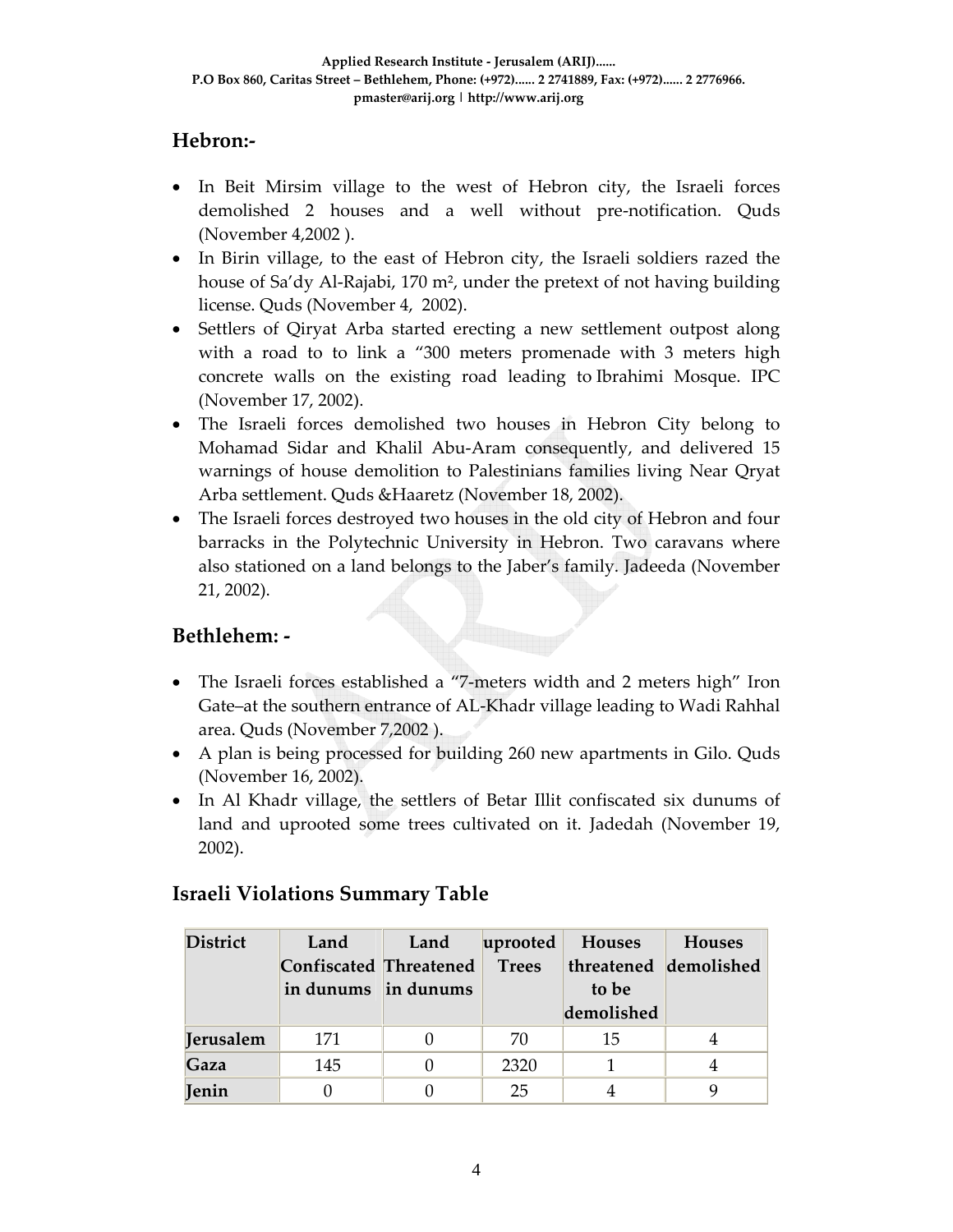## Hebron:-

- In Beit Mirsim village to the west of Hebron city, the Israeli forces demolished 2 houses and a well without pre-notification. Quds (November 4,2002 ).
- In Birin village, to the east of Hebron city, the Israeli soldiers razed the house of Sa'dy Al-Rajabi, 170 m², under the pretext of not having building license. Quds (November 4, 2002).
- Settlers of Qiryat Arba started erecting a new settlement outpost along with a road to to link a "300 meters promenade with 3 meters high concrete walls on the existing road leading to Ibrahimi Mosque. IPC (November 17, 2002).
- The Israeli forces demolished two houses in Hebron City belong to Mohamad Sidar and Khalil Abu-Aram consequently, and delivered 15 warnings of house demolition to Palestinians families living Near Qryat Arba settlement. Quds &Haaretz (November 18, 2002).
- The Israeli forces destroyed two houses in the old city of Hebron and four barracks in the Polytechnic University in Hebron. Two caravans where also stationed on a land belongs to the Jaber's family. Jadeeda (November 21, 2002).

## Bethlehem: -

- The Israeli forces established a "7-meters width and 2 meters high" Iron Gate–at the southern entrance of AL-Khadr village leading to Wadi Rahhal area. Quds (November 7,2002 ).
- A plan is being processed for building 260 new apartments in Gilo. Quds (November 16, 2002).
- In Al Khadr village, the settlers of Betar Illit confiscated six dunums of land and uprooted some trees cultivated on it. Jadedah (November 19, 2002).

## Israeli Violations Summary Table

| District | Land Confiscated in dunums | Land Threatened in dunums | uprooted Trees | Houses threatened to be demolished | Houses demolished |
|---|---|---|---|---|---|
| Jerusalem | 171 | 0 | 70 | 15 | 4 |
| Gaza | 145 | 0 | 2320 | 1 | 4 |
| Jenin | 0 | 0 | 25 | 4 | 9 |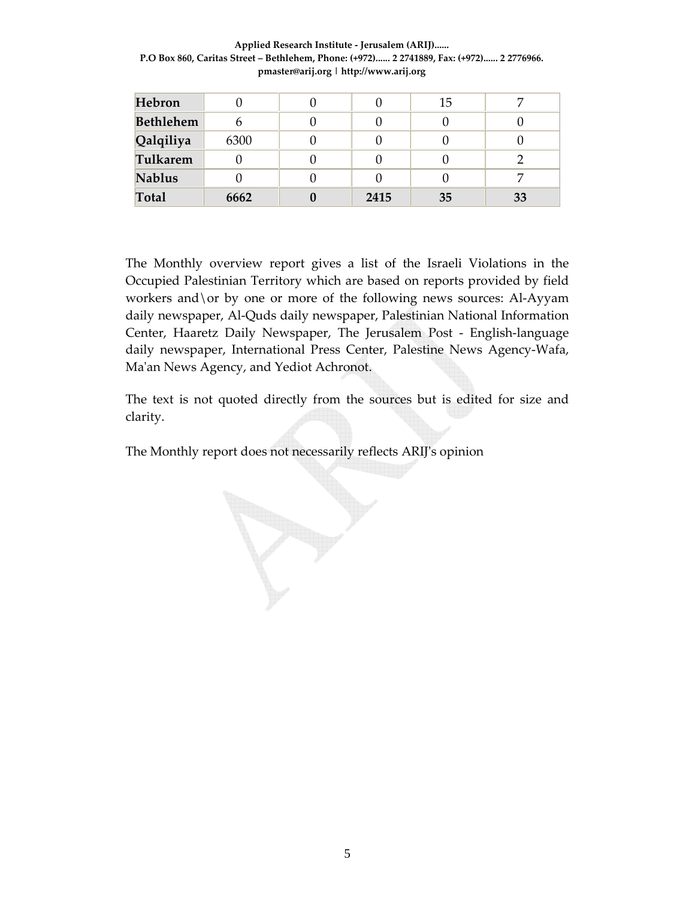| | | | | | |
|---|---|---|---|---|---|
| **Hebron** | 0 | 0 | 0 | 15 | 7 |
| **Bethlehem** | 6 | 0 | 0 | 0 | 0 |
| **Qalqiliya** | 6300 | 0 | 0 | 0 | 0 |
| **Tulkarem** | 0 | 0 | 0 | 0 | 2 |
| **Nablus** | 0 | 0 | 0 | 0 | 7 |
| **Total** | **6662** | **0** | **2415** | **35** | **33** |

The Monthly overview report gives a list of the Israeli Violations in the Occupied Palestinian Territory which are based on reports provided by field workers and\or by one or more of the following news sources: Al-Ayyam daily newspaper, Al-Quds daily newspaper, Palestinian National Information Center, Haaretz Daily Newspaper, The Jerusalem Post - English-language daily newspaper, International Press Center, Palestine News Agency-Wafa, Ma'an News Agency, and Yediot Achronot.

The text is not quoted directly from the sources but is edited for size and clarity.

The Monthly report does not necessarily reflects ARIJ's opinion